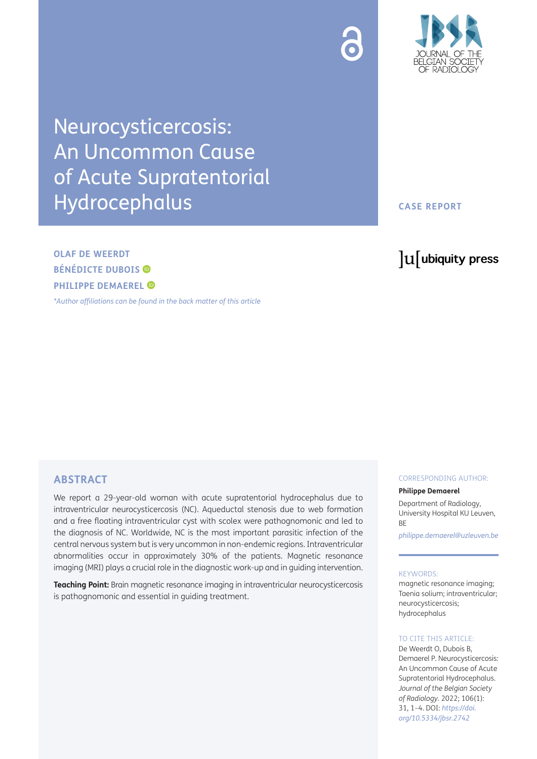# Neurocysticercosis: An Uncommon Cause of Acute Supratentorial Hydrocephalus

**CASE REPORT**

**OLAF DE WEERDT**
**BÉNÉDICTE DUBOIS**
**PHILIPPE DEMAEREL**

*\*Author affiliations can be found in the back matter of this article*

## ABSTRACT

We report a 29-year-old woman with acute supratentorial hydrocephalus due to intraventricular neurocysticercosis (NC). Aqueductal stenosis due to web formation and a free floating intraventricular cyst with scolex were pathognomonic and led to the diagnosis of NC. Worldwide, NC is the most important parasitic infection of the central nervous system but is very uncommon in non-endemic regions. Intraventricular abnormalities occur in approximately 30% of the patients. Magnetic resonance imaging (MRI) plays a crucial role in the diagnostic work-up and in guiding intervention.

**Teaching Point:** Brain magnetic resonance imaging in intraventricular neurocysticercosis is pathognomonic and essential in guiding treatment.

CORRESPONDING AUTHOR:

**Philippe Demaerel**

Department of Radiology, University Hospital KU Leuven, BE

*philippe.demaerel@uzleuven.be*

KEYWORDS:

magnetic resonance imaging; Taenia solium; intraventricular; neurocysticercosis; hydrocephalus

TO CITE THIS ARTICLE:

De Weerdt O, Dubois B, Demaerel P. Neurocysticercosis: An Uncommon Cause of Acute Supratentorial Hydrocephalus. *Journal of the Belgian Society of Radiology*. 2022; 106(1): 31, 1–4. DOI: *https://doi.org/10.5334/jbsr.2742*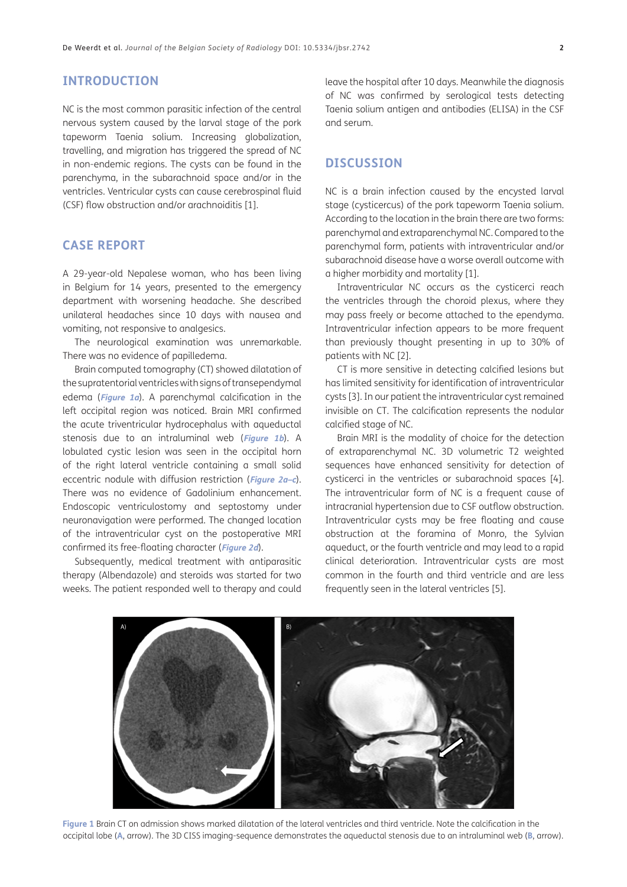## INTRODUCTION

NC is the most common parasitic infection of the central nervous system caused by the larval stage of the pork tapeworm Taenia solium. Increasing globalization, travelling, and migration has triggered the spread of NC in non-endemic regions. The cysts can be found in the parenchyma, in the subarachnoid space and/or in the ventricles. Ventricular cysts can cause cerebrospinal fluid (CSF) flow obstruction and/or arachnoiditis [1].

## CASE REPORT

A 29-year-old Nepalese woman, who has been living in Belgium for 14 years, presented to the emergency department with worsening headache. She described unilateral headaches since 10 days with nausea and vomiting, not responsive to analgesics.

The neurological examination was unremarkable. There was no evidence of papilledema.

Brain computed tomography (CT) showed dilatation of the supratentorial ventricles with signs of transependymal edema (***Figure 1a***). A parenchymal calcification in the left occipital region was noticed. Brain MRI confirmed the acute triventricular hydrocephalus with aqueductal stenosis due to an intraluminal web (***Figure 1b***). A lobulated cystic lesion was seen in the occipital horn of the right lateral ventricle containing a small solid eccentric nodule with diffusion restriction (***Figure 2a–c***). There was no evidence of Gadolinium enhancement. Endoscopic ventriculostomy and septostomy under neuronavigation were performed. The changed location of the intraventricular cyst on the postoperative MRI confirmed its free-floating character (***Figure 2d***).

Subsequently, medical treatment with antiparasitic therapy (Albendazole) and steroids was started for two weeks. The patient responded well to therapy and could leave the hospital after 10 days. Meanwhile the diagnosis of NC was confirmed by serological tests detecting Taenia solium antigen and antibodies (ELISA) in the CSF and serum.

## DISCUSSION

NC is a brain infection caused by the encysted larval stage (cysticercus) of the pork tapeworm Taenia solium. According to the location in the brain there are two forms: parenchymal and extraparenchymal NC. Compared to the parenchymal form, patients with intraventricular and/or subarachnoid disease have a worse overall outcome with a higher morbidity and mortality [1].

Intraventricular NC occurs as the cysticerci reach the ventricles through the choroid plexus, where they may pass freely or become attached to the ependyma. Intraventricular infection appears to be more frequent than previously thought presenting in up to 30% of patients with NC [2].

CT is more sensitive in detecting calcified lesions but has limited sensitivity for identification of intraventricular cysts [3]. In our patient the intraventricular cyst remained invisible on CT. The calcification represents the nodular calcified stage of NC.

Brain MRI is the modality of choice for the detection of extraparenchymal NC. 3D volumetric T2 weighted sequences have enhanced sensitivity for detection of cysticerci in the ventricles or subarachnoid spaces [4]. The intraventricular form of NC is a frequent cause of intracranial hypertension due to CSF outflow obstruction. Intraventricular cysts may be free floating and cause obstruction at the foramina of Monro, the Sylvian aqueduct, or the fourth ventricle and may lead to a rapid clinical deterioration. Intraventricular cysts are most common in the fourth and third ventricle and are less frequently seen in the lateral ventricles [5].

**Figure 1** Brain CT on admission shows marked dilatation of the lateral ventricles and third ventricle. Note the calcification in the occipital lobe (**A**, arrow). The 3D CISS imaging-sequence demonstrates the aqueductal stenosis due to an intraluminal web (**B**, arrow).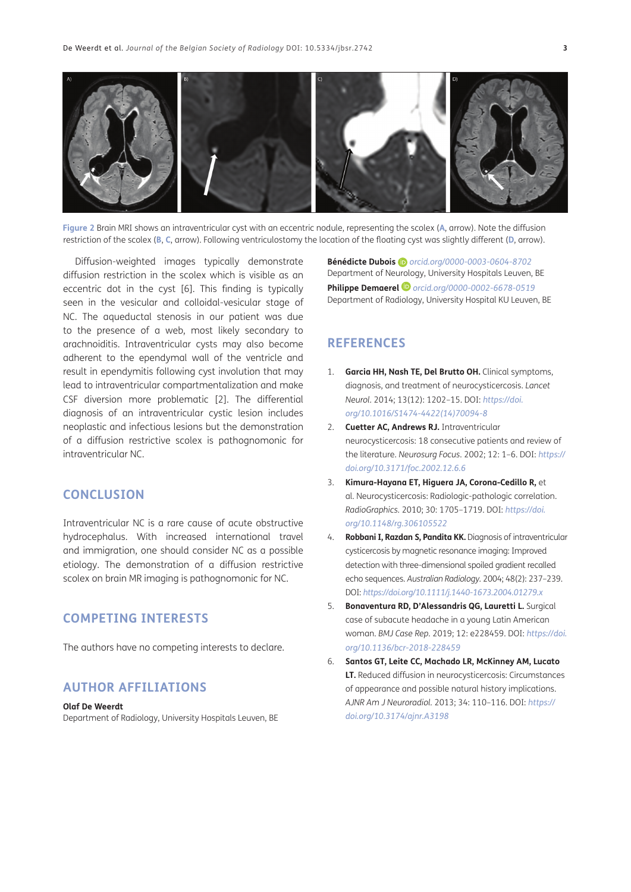Figure 2 Brain MRI shows an intraventricular cyst with an eccentric nodule, representing the scolex (A, arrow). Note the diffusion restriction of the scolex (B, C, arrow). Following ventriculostomy the location of the floating cyst was slightly different (D, arrow).

Diffusion-weighted images typically demonstrate diffusion restriction in the scolex which is visible as an eccentric dot in the cyst [6]. This finding is typically seen in the vesicular and colloidal-vesicular stage of NC. The aqueductal stenosis in our patient was due to the presence of a web, most likely secondary to arachnoiditis. Intraventricular cysts may also become adherent to the ependymal wall of the ventricle and result in ependymitis following cyst involution that may lead to intraventricular compartmentalization and make CSF diversion more problematic [2]. The differential diagnosis of an intraventricular cystic lesion includes neoplastic and infectious lesions but the demonstration of a diffusion restrictive scolex is pathognomonic for intraventricular NC.

## CONCLUSION

Intraventricular NC is a rare cause of acute obstructive hydrocephalus. With increased international travel and immigration, one should consider NC as a possible etiology. The demonstration of a diffusion restrictive scolex on brain MR imaging is pathognomonic for NC.

## COMPETING INTERESTS

The authors have no competing interests to declare.

## AUTHOR AFFILIATIONS

**Olaf De Weerdt**
Department of Radiology, University Hospitals Leuven, BE

**Bénédicte Dubois** orcid.org/0000-0003-0604-8702
Department of Neurology, University Hospitals Leuven, BE

**Philippe Demaerel** orcid.org/0000-0002-6678-0519
Department of Radiology, University Hospital KU Leuven, BE

## REFERENCES

1. **Garcia HH, Nash TE, Del Brutto OH.** Clinical symptoms, diagnosis, and treatment of neurocysticercosis. *Lancet Neurol.* 2014; 13(12): 1202–15. DOI: https://doi.org/10.1016/S1474-4422(14)70094-8
2. **Cuetter AC, Andrews RJ.** Intraventricular neurocysticercosis: 18 consecutive patients and review of the literature. *Neurosurg Focus.* 2002; 12: 1–6. DOI: https://doi.org/10.3171/foc.2002.12.6.6
3. **Kimura-Hayana ET, Higuera JA, Corona-Cedillo R,** et al. Neurocysticercosis: Radiologic-pathologic correlation. *RadioGraphics.* 2010; 30: 1705–1719. DOI: https://doi.org/10.1148/rg.306105522
4. **Robbani I, Razdan S, Pandita KK.** Diagnosis of intraventricular cysticercosis by magnetic resonance imaging: Improved detection with three-dimensional spoiled gradient recalled echo sequences. *Australian Radiology.* 2004; 48(2): 237–239. DOI: https://doi.org/10.1111/j.1440-1673.2004.01279.x
5. **Bonaventura RD, D'Alessandris QG, Lauretti L.** Surgical case of subacute headache in a young Latin American woman. *BMJ Case Rep.* 2019; 12: e228459. DOI: https://doi.org/10.1136/bcr-2018-228459
6. **Santos GT, Leite CC, Machado LR, McKinney AM, Lucato LT.** Reduced diffusion in neurocysticercosis: Circumstances of appearance and possible natural history implications. *AJNR Am J Neuroradiol.* 2013; 34: 110–116. DOI: https://doi.org/10.3174/ajnr.A3198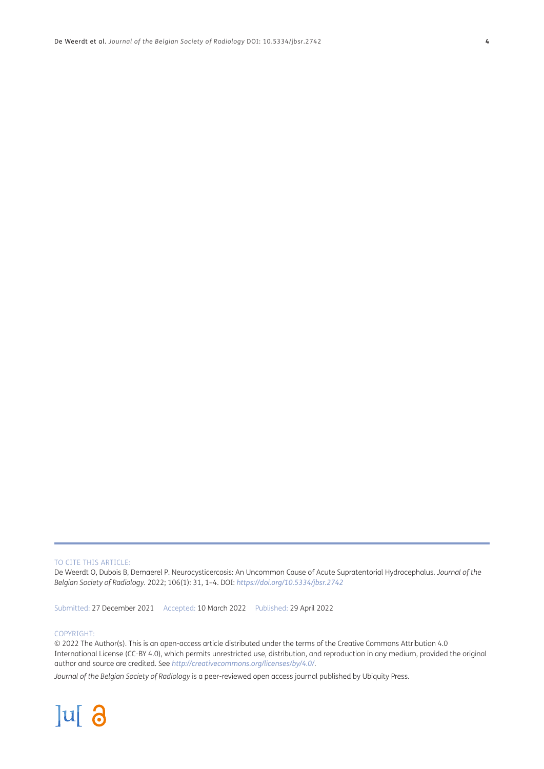TO CITE THIS ARTICLE:

De Weerdt O, Dubois B, Demaerel P. Neurocysticercosis: An Uncommon Cause of Acute Supratentorial Hydrocephalus. *Journal of the Belgian Society of Radiology.* 2022; 106(1): 31, 1–4. DOI: *https://doi.org/10.5334/jbsr.2742*

Submitted: 27 December 2021 Accepted: 10 March 2022 Published: 29 April 2022

COPYRIGHT:

© 2022 The Author(s). This is an open-access article distributed under the terms of the Creative Commons Attribution 4.0 International License (CC-BY 4.0), which permits unrestricted use, distribution, and reproduction in any medium, provided the original author and source are credited. See *http://creativecommons.org/licenses/by/4.0/*.

*Journal of the Belgian Society of Radiology* is a peer-reviewed open access journal published by Ubiquity Press.